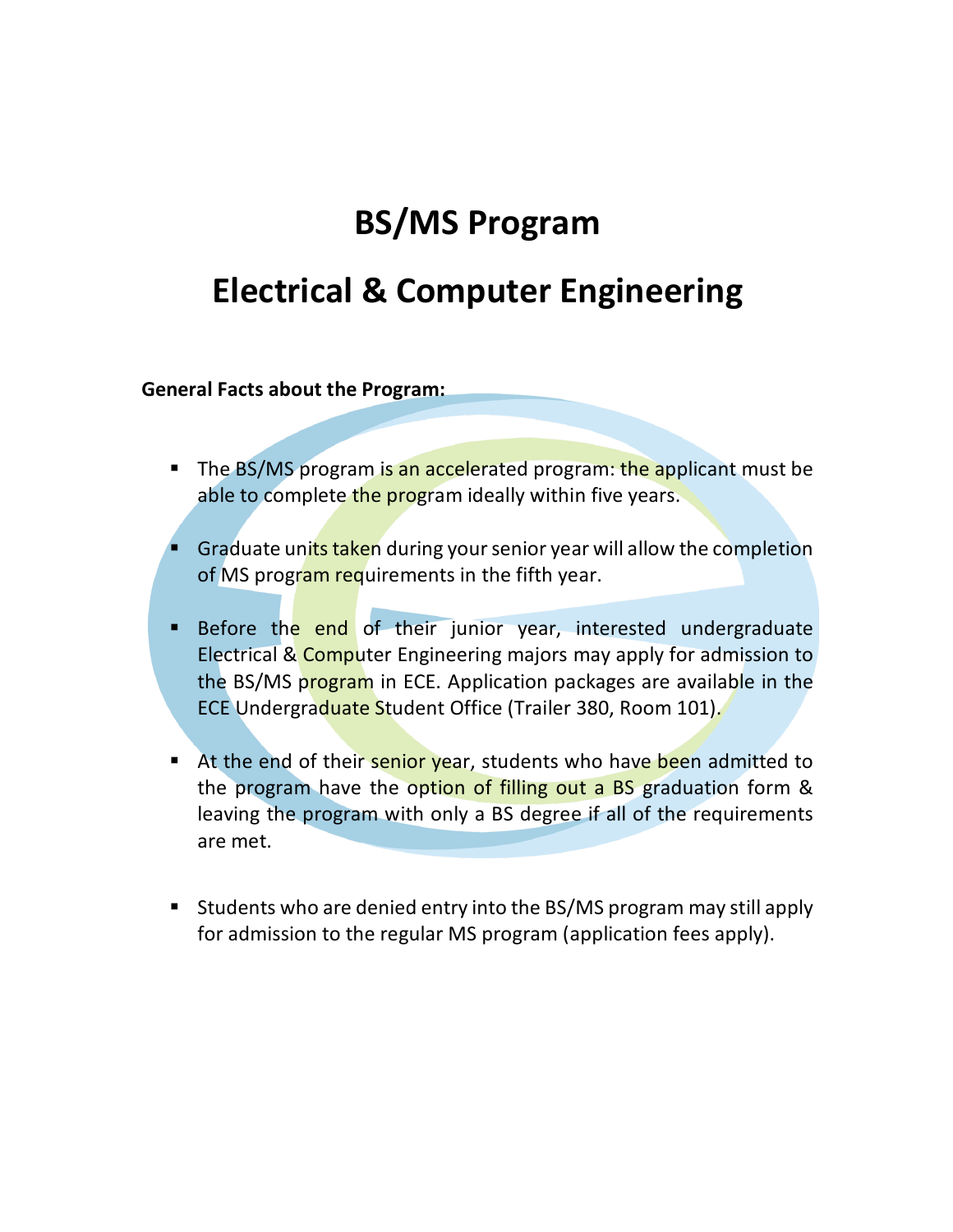# BS/MS Program

# Electrical & Computer Engineering

**General Facts about the Program:**

- The BS/MS program is an accelerated program: the applicant must be able to complete the program ideally within five years.
- Graduate units taken during your senior year will allow the completion of MS program requirements in the fifth year.
- Before the end of their junior year, interested undergraduate Electrical & Computer Engineering majors may apply for admission to the BS/MS program in ECE. Application packages are available in the ECE Undergraduate Student Office (Trailer 380, Room 101).
- At the end of their senior year, students who have been admitted to the program have the option of filling out a BS graduation form & leaving the program with only a BS degree if all of the requirements are met.
- Students who are denied entry into the BS/MS program may still apply for admission to the regular MS program (application fees apply).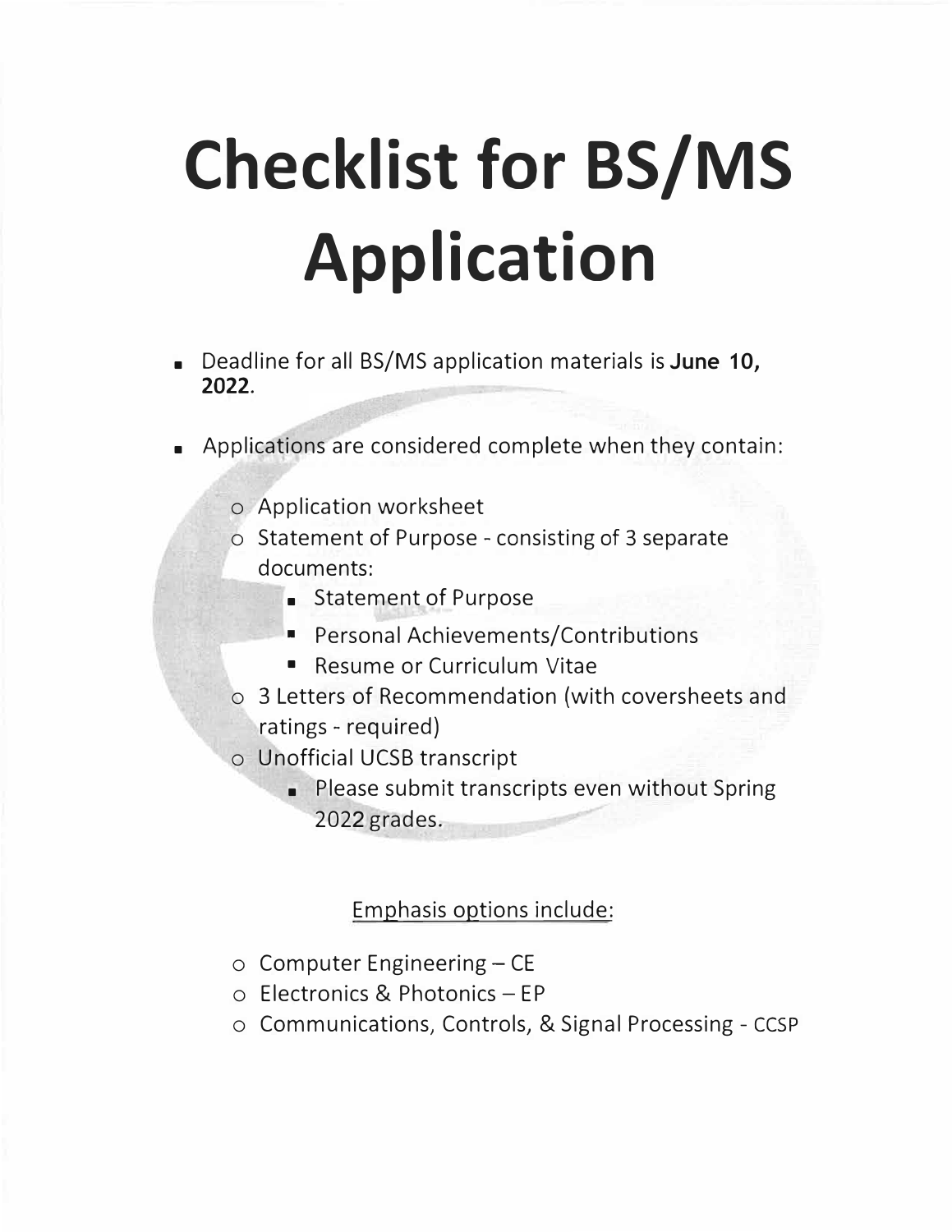# Checklist for BS/MS Application

- Deadline for all BS/MS application materials is **June 10, 2022**.
- Applications are considered complete when they contain:
  - Application worksheet
  - Statement of Purpose - consisting of 3 separate documents:
    - Statement of Purpose
    - Personal Achievements/Contributions
    - Resume or Curriculum Vitae
  - 3 Letters of Recommendation (with coversheets and ratings - required)
  - Unofficial UCSB transcript
    - Please submit transcripts even without Spring 2022 grades.

<u>Emphasis options include:</u>

- Computer Engineering – CE
- Electronics & Photonics – EP
- Communications, Controls, & Signal Processing - CCSP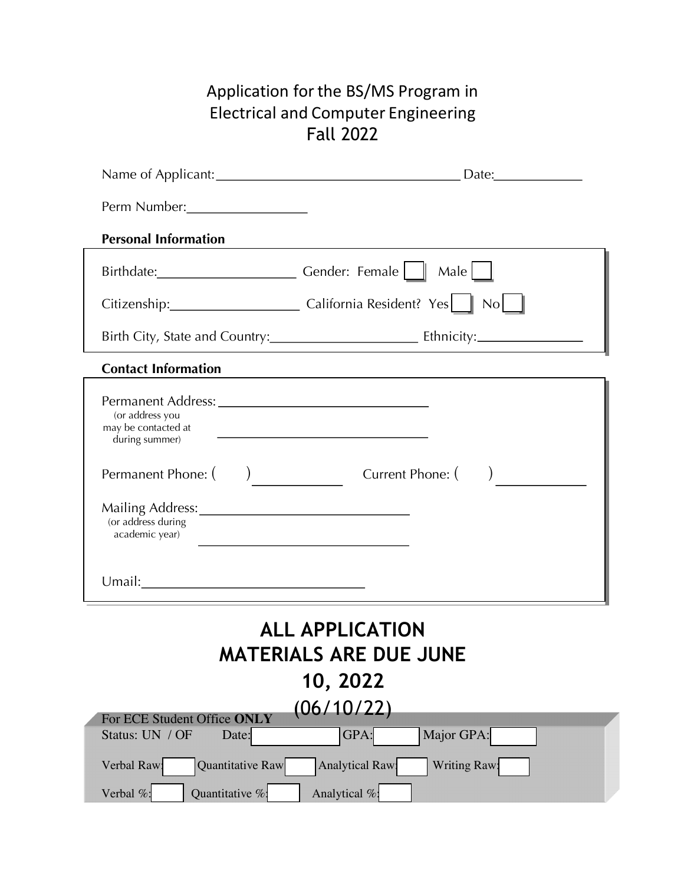# Application for the BS/MS Program in Electrical and Computer Engineering Fall 2022

Name of Applicant:\_\_\_\_\_\_\_\_\_\_\_\_\_\_\_\_\_\_\_\_\_\_\_\_\_\_\_\_\_\_\_\_\_\_ Date:\_\_\_\_\_\_\_\_\_\_\_\_

Perm Number:\_\_\_\_\_\_\_\_\_\_\_\_\_\_\_\_

**Personal Information**

Birthdate:\_\_\_\_\_\_\_\_\_\_\_\_\_\_\_\_\_\_\_ Gender: Female [ ] Male [ ]

Citizenship:\_\_\_\_\_\_\_\_\_\_\_\_\_\_\_\_\_\_ California Resident? Yes [ ] No [ ]

Birth City, State and Country:\_\_\_\_\_\_\_\_\_\_\_\_\_\_\_\_\_\_\_\_ Ethnicity:\_\_\_\_\_\_\_\_\_\_\_\_\_\_

**Contact Information**

Permanent Address: \_\_\_\_\_\_\_\_\_\_\_\_\_\_\_\_\_\_\_\_\_\_\_\_\_\_\_\_\_\_
(or address you may be contacted at during summer) \_\_\_\_\_\_\_\_\_\_\_\_\_\_\_\_\_\_\_\_\_\_\_\_\_\_\_\_\_\_

Permanent Phone: ( ) \_\_\_\_\_\_\_\_\_\_\_\_ Current Phone: ( ) \_\_\_\_\_\_\_\_\_\_\_\_

Mailing Address:\_\_\_\_\_\_\_\_\_\_\_\_\_\_\_\_\_\_\_\_\_\_\_\_\_\_\_\_\_\_
(or address during academic year) \_\_\_\_\_\_\_\_\_\_\_\_\_\_\_\_\_\_\_\_\_\_\_\_\_\_\_\_\_\_

Umail:\_\_\_\_\_\_\_\_\_\_\_\_\_\_\_\_\_\_\_\_\_\_\_\_\_\_\_\_\_\_\_\_

## ALL APPLICATION MATERIALS ARE DUE JUNE 10, 2022 (06/10/22)

For ECE Student Office **ONLY**

Status: UN / OF Date:[ ] GPA:[ ] Major GPA:[ ]

Verbal Raw:[ ] Quantitative Raw:[ ] Analytical Raw:[ ] Writing Raw:[ ]

Verbal %:[ ] Quantitative %:[ ] Analytical %:[ ]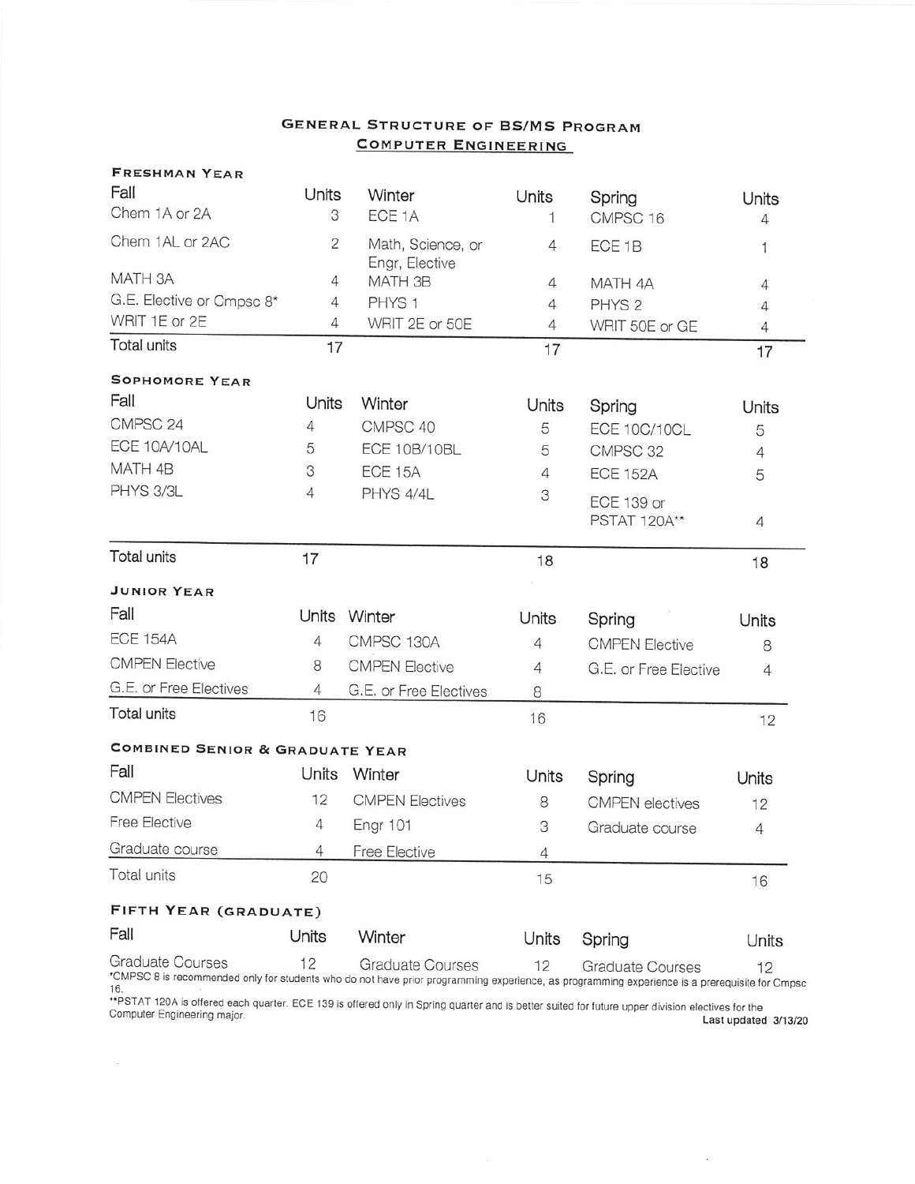# General Structure of BS/MS Program

## Computer Engineering

### Freshman Year

| Fall | Units | Winter | Units | Spring | Units |
|---|---|---|---|---|---|
| Chem 1A or 2A | 3 | ECE 1A | 1 | CMPSC 16 | 4 |
| Chem 1AL or 2AC | 2 | Math, Science, or Engr, Elective | 4 | ECE 1B | 1 |
| MATH 3A | 4 | MATH 3B | 4 | MATH 4A | 4 |
| G.E. Elective or Cmpsc 8* | 4 | PHYS 1 | 4 | PHYS 2 | 4 |
| WRIT 1E or 2E | 4 | WRIT 2E or 50E | 4 | WRIT 50E or GE | 4 |
| Total units | 17 | | 17 | | 17 |

### Sophomore Year

| Fall | Units | Winter | Units | Spring | Units |
|---|---|---|---|---|---|
| CMPSC 24 | 4 | CMPSC 40 | 5 | ECE 10C/10CL | 5 |
| ECE 10A/10AL | 5 | ECE 10B/10BL | 5 | CMPSC 32 | 4 |
| MATH 4B | 3 | ECE 15A | 4 | ECE 152A | 5 |
| PHYS 3/3L | 4 | PHYS 4/4L | 3 | ECE 139 or PSTAT 120A** | 4 |
| Total units | 17 | | 18 | | 18 |

### Junior Year

| Fall | Units | Winter | Units | Spring | Units |
|---|---|---|---|---|---|
| ECE 154A | 4 | CMPSC 130A | 4 | CMPEN Elective | 8 |
| CMPEN Elective | 8 | CMPEN Elective | 4 | G.E. or Free Elective | 4 |
| G.E. or Free Electives | 4 | G.E. or Free Electives | 8 | | |
| Total units | 16 | | 16 | | 12 |

### Combined Senior & Graduate Year

| Fall | Units | Winter | Units | Spring | Units |
|---|---|---|---|---|---|
| CMPEN Electives | 12 | CMPEN Electives | 8 | CMPEN electives | 12 |
| Free Elective | 4 | Engr 101 | 3 | Graduate course | 4 |
| Graduate course | 4 | Free Elective | 4 | | |
| Total units | 20 | | 15 | | 16 |

### Fifth Year (Graduate)

| Fall | Units | Winter | Units | Spring | Units |
|---|---|---|---|---|---|
| Graduate Courses | 12 | Graduate Courses | 12 | Graduate Courses | 12 |

*CMPSC 8 is recommended only for students who do not have prior programming experience, as programming experience is a prerequisite for Cmpsc 16.

**PSTAT 120A is offered each quarter. ECE 139 is offered only in Spring quarter and is better suited for future upper division electives for the Computer Engineering major.

Last updated 3/13/20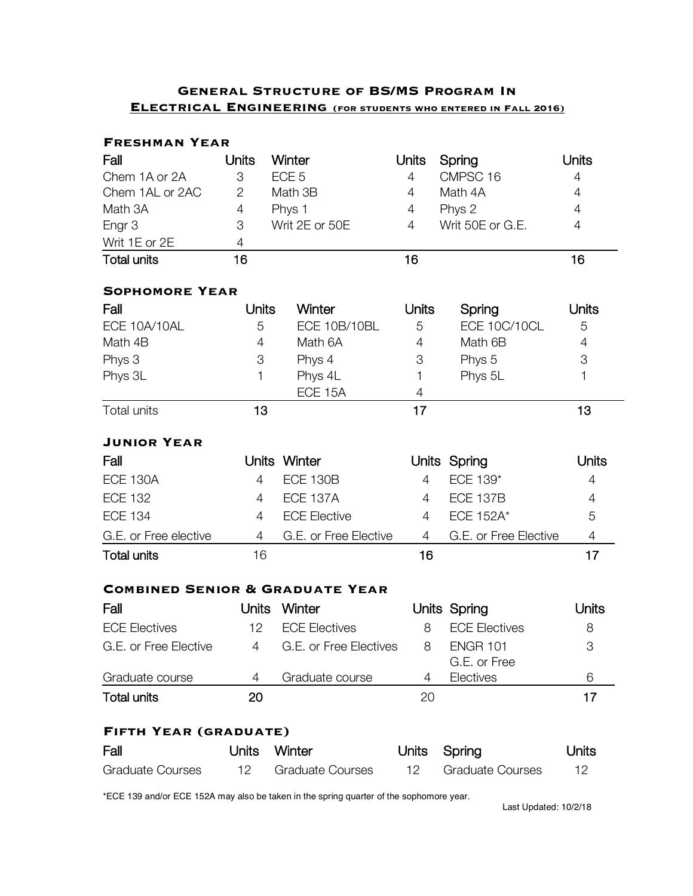# General Structure of BS/MS Program In Electrical Engineering (for students who entered in Fall 2016)

## Freshman Year

| Fall | Units | Winter | Units | Spring | Units |
|---|---|---|---|---|---|
| Chem 1A or 2A | 3 | ECE 5 | 4 | CMPSC 16 | 4 |
| Chem 1AL or 2AC | 2 | Math 3B | 4 | Math 4A | 4 |
| Math 3A | 4 | Phys 1 | 4 | Phys 2 | 4 |
| Engr 3 | 3 | Writ 2E or 50E | 4 | Writ 50E or G.E. | 4 |
| Writ 1E or 2E | 4 | | | | |
| Total units | 16 | | 16 | | 16 |

## Sophomore Year

| Fall | Units | Winter | Units | Spring | Units |
|---|---|---|---|---|---|
| ECE 10A/10AL | 5 | ECE 10B/10BL | 5 | ECE 10C/10CL | 5 |
| Math 4B | 4 | Math 6A | 4 | Math 6B | 4 |
| Phys 3 | 3 | Phys 4 | 3 | Phys 5 | 3 |
| Phys 3L | 1 | Phys 4L | 1 | Phys 5L | 1 |
| | | ECE 15A | 4 | | |
| Total units | 13 | | 17 | | 13 |

## Junior Year

| Fall | Units | Winter | Units | Spring | Units |
|---|---|---|---|---|---|
| ECE 130A | 4 | ECE 130B | 4 | ECE 139* | 4 |
| ECE 132 | 4 | ECE 137A | 4 | ECE 137B | 4 |
| ECE 134 | 4 | ECE Elective | 4 | ECE 152A* | 5 |
| G.E. or Free elective | 4 | G.E. or Free Elective | 4 | G.E. or Free Elective | 4 |
| Total units | 16 | | 16 | | 17 |

## Combined Senior & Graduate Year

| Fall | Units | Winter | Units | Spring | Units |
|---|---|---|---|---|---|
| ECE Electives | 12 | ECE Electives | 8 | ECE Electives | 8 |
| G.E. or Free Elective | 4 | G.E. or Free Electives | 8 | ENGR 101 | 3 |
| Graduate course | 4 | Graduate course | 4 | G.E. or Free Electives | 6 |
| Total units | 20 | | 20 | | 17 |

## Fifth Year (graduate)

| Fall | Units | Winter | Units | Spring | Units |
|---|---|---|---|---|---|
| Graduate Courses | 12 | Graduate Courses | 12 | Graduate Courses | 12 |

*ECE 139 and/or ECE 152A may also be taken in the spring quarter of the sophomore year.

Last Updated: 10/2/18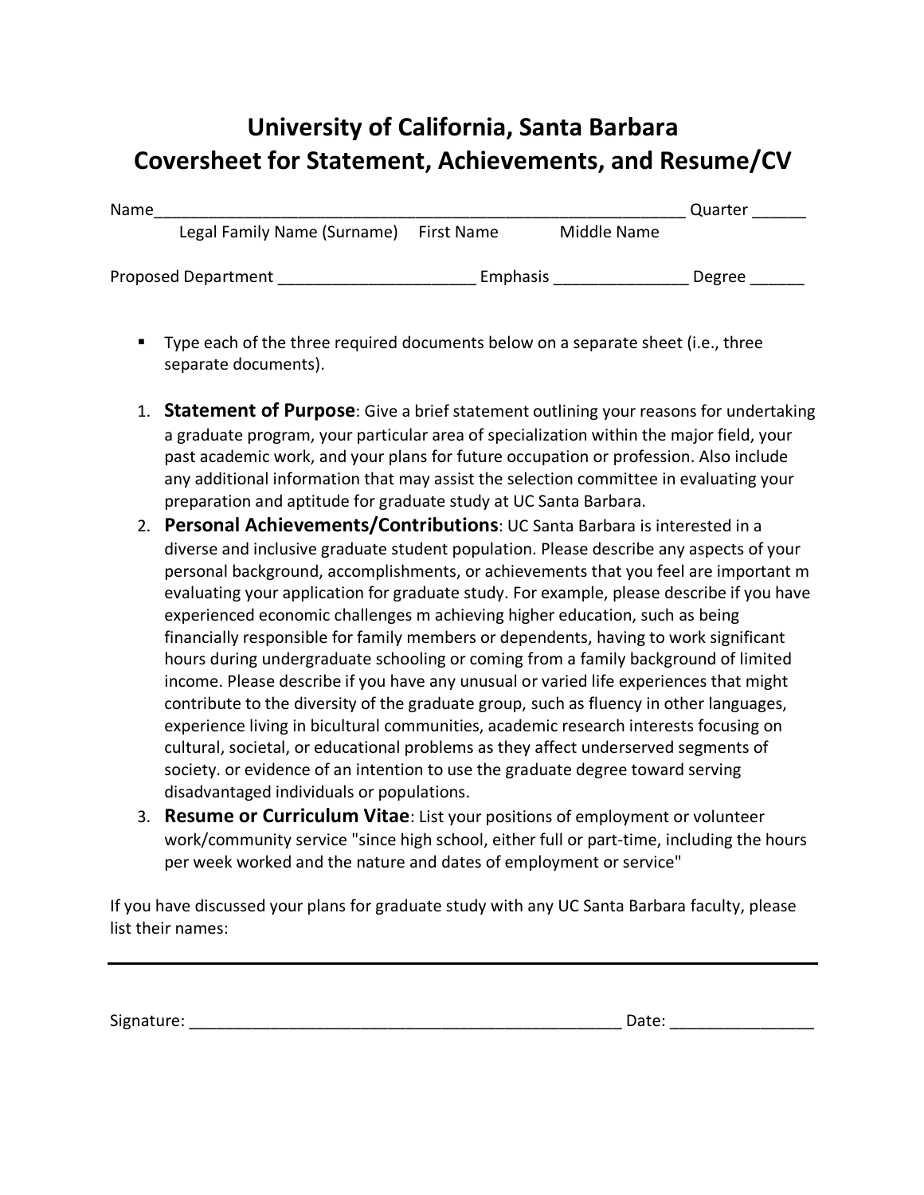# University of California, Santa Barbara
# Coversheet for Statement, Achievements, and Resume/CV

Name_____________________________________________________________ Quarter ______
Legal Family Name (Surname) First Name Middle Name

Proposed Department ______________________ Emphasis _______________ Degree ______

- Type each of the three required documents below on a separate sheet (i.e., three separate documents).

1. **Statement of Purpose**: Give a brief statement outlining your reasons for undertaking a graduate program, your particular area of specialization within the major field, your past academic work, and your plans for future occupation or profession. Also include any additional information that may assist the selection committee in evaluating your preparation and aptitude for graduate study at UC Santa Barbara.
2. **Personal Achievements/Contributions**: UC Santa Barbara is interested in a diverse and inclusive graduate student population. Please describe any aspects of your personal background, accomplishments, or achievements that you feel are important m evaluating your application for graduate study. For example, please describe if you have experienced economic challenges m achieving higher education, such as being financially responsible for family members or dependents, having to work significant hours during undergraduate schooling or coming from a family background of limited income. Please describe if you have any unusual or varied life experiences that might contribute to the diversity of the graduate group, such as fluency in other languages, experience living in bicultural communities, academic research interests focusing on cultural, societal, or educational problems as they affect underserved segments of society. or evidence of an intention to use the graduate degree toward serving disadvantaged individuals or populations.
3. **Resume or Curriculum Vitae**: List your positions of employment or volunteer work/community service "since high school, either full or part-time, including the hours per week worked and the nature and dates of employment or service"

If you have discussed your plans for graduate study with any UC Santa Barbara faculty, please list their names:

---

Signature: __________________________________________________ Date: ________________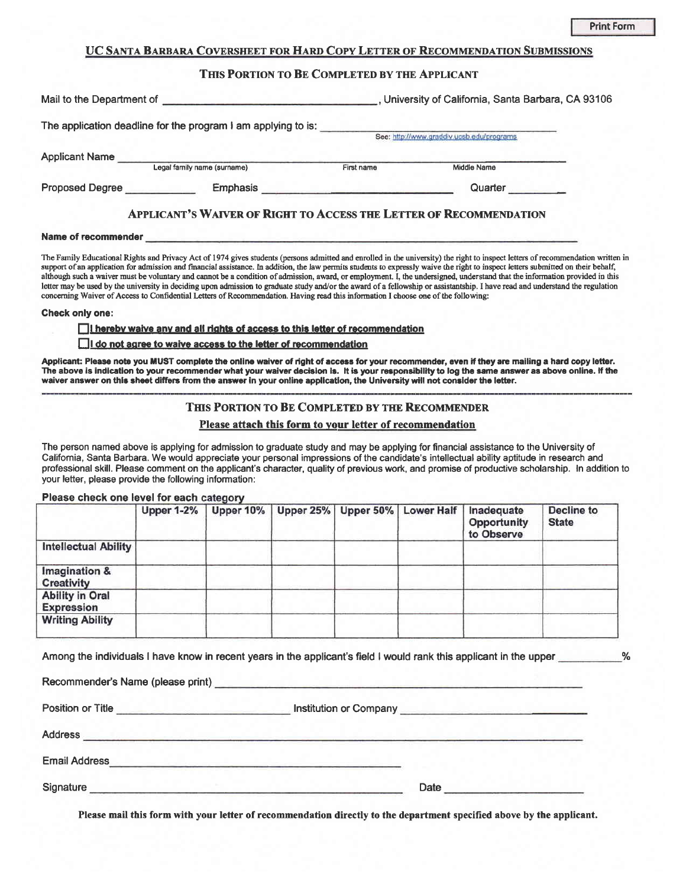Print Form

# UC SANTA BARBARA COVERSHEET FOR HARD COPY LETTER OF RECOMMENDATION SUBMISSIONS

## THIS PORTION TO BE COMPLETED BY THE APPLICANT

Mail to the Department of ______________________________, University of California, Santa Barbara, CA 93106

The application deadline for the program I am applying to is: ______________________________
See: http://www.graddiv.ucsb.edu/programs

Applicant Name ______________________________
Legal family name (surname) First name Middle Name

Proposed Degree __________ Emphasis ______________________ Quarter ________

## APPLICANT'S WAIVER OF RIGHT TO ACCESS THE LETTER OF RECOMMENDATION

**Name of recommender** ______________________________

The Family Educational Rights and Privacy Act of 1974 gives students (persons admitted and enrolled in the university) the right to inspect letters of recommendation written in support of an application for admission and financial assistance. In addition, the law permits students to expressly waive the right to inspect letters submitted on their behalf, although such a waiver must be voluntary and cannot be a condition of admission, award, or employment. I, the undersigned, understand that the information provided in this letter may be used by the university in deciding upon admission to graduate study and/or the award of a fellowship or assistantship. I have read and understand the regulation concerning Waiver of Access to Confidential Letters of Recommendation. Having read this information I choose one of the following:

**Check only one:**

- ☐ **I hereby waive any and all rights of access to this letter of recommendation**
- ☐ **I do not agree to waive access to the letter of recommendation**

**Applicant: Please note you MUST complete the online waiver of right of access for your recommender, even if they are mailing a hard copy letter. The above is indication to your recommender what your waiver decision is. It is your responsibility to log the same answer as above online. If the waiver answer on this sheet differs from the answer in your online application, the University will not consider the letter.**

---

## THIS PORTION TO BE COMPLETED BY THE RECOMMENDER

**Please attach this form to your letter of recommendation**

The person named above is applying for admission to graduate study and may be applying for financial assistance to the University of California, Santa Barbara. We would appreciate your personal impressions of the candidate's intellectual ability aptitude in research and professional skill. Please comment on the applicant's character, quality of previous work, and promise of productive scholarship. In addition to your letter, please provide the following information:

**Please check one level for each category**

| | Upper 1-2% | Upper 10% | Upper 25% | Upper 50% | Lower Half | Inadequate Opportunity to Observe | Decline to State |
|---|---|---|---|---|---|---|---|
| **Intellectual Ability** | | | | | | | |
| **Imagination & Creativity** | | | | | | | |
| **Ability in Oral Expression** | | | | | | | |
| **Writing Ability** | | | | | | | |

Among the individuals I have know in recent years in the applicant's field I would rank this applicant in the upper ________%

Recommender's Name (please print) ______________________________

Position or Title ____________________ Institution or Company ____________________

Address ______________________________

Email Address ______________________________

Signature ______________________________ Date ______________

**Please mail this form with your letter of recommendation directly to the department specified above by the applicant.**